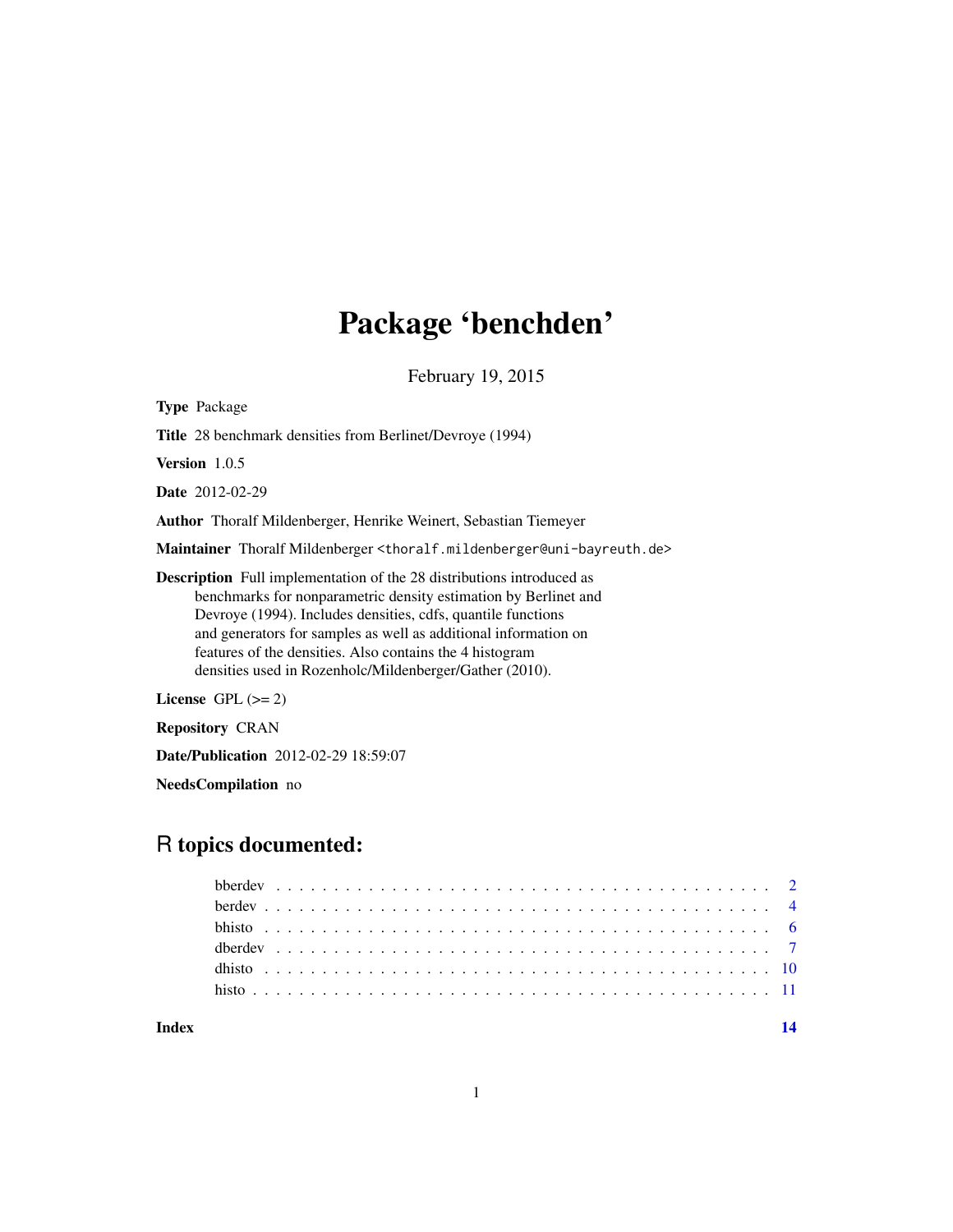# Package 'benchden'

February 19, 2015

**Type** Package

**Title** 28 benchmark densities from Berlinet/Devroye (1994)

**Version** 1.0.5

**Date** 2012-02-29

**Author** Thoralf Mildenberger, Henrike Weinert, Sebastian Tiemeyer

**Maintainer** Thoralf Mildenberger <thoralf.mildenberger@uni-bayreuth.de>

**Description** Full implementation of the 28 distributions introduced as benchmarks for nonparametric density estimation by Berlinet and Devroye (1994). Includes densities, cdfs, quantile functions and generators for samples as well as additional information on features of the densities. Also contains the 4 histogram densities used in Rozenholc/Mildenberger/Gather (2010).

**License** GPL (>= 2)

**Repository** CRAN

**Date/Publication** 2012-02-29 18:59:07

**NeedsCompilation** no

## R topics documented:

- bberdev . . . . . . . . . . . . . . . . . . . . . . . . . . . . . . . . . . . . . . . . . . 2
- berdev . . . . . . . . . . . . . . . . . . . . . . . . . . . . . . . . . . . . . . . . . . 4
- bhisto . . . . . . . . . . . . . . . . . . . . . . . . . . . . . . . . . . . . . . . . . . 6
- dberdev . . . . . . . . . . . . . . . . . . . . . . . . . . . . . . . . . . . . . . . . . . 7
- dhisto . . . . . . . . . . . . . . . . . . . . . . . . . . . . . . . . . . . . . . . . . . 10
- histo . . . . . . . . . . . . . . . . . . . . . . . . . . . . . . . . . . . . . . . . . . 11

**Index** 14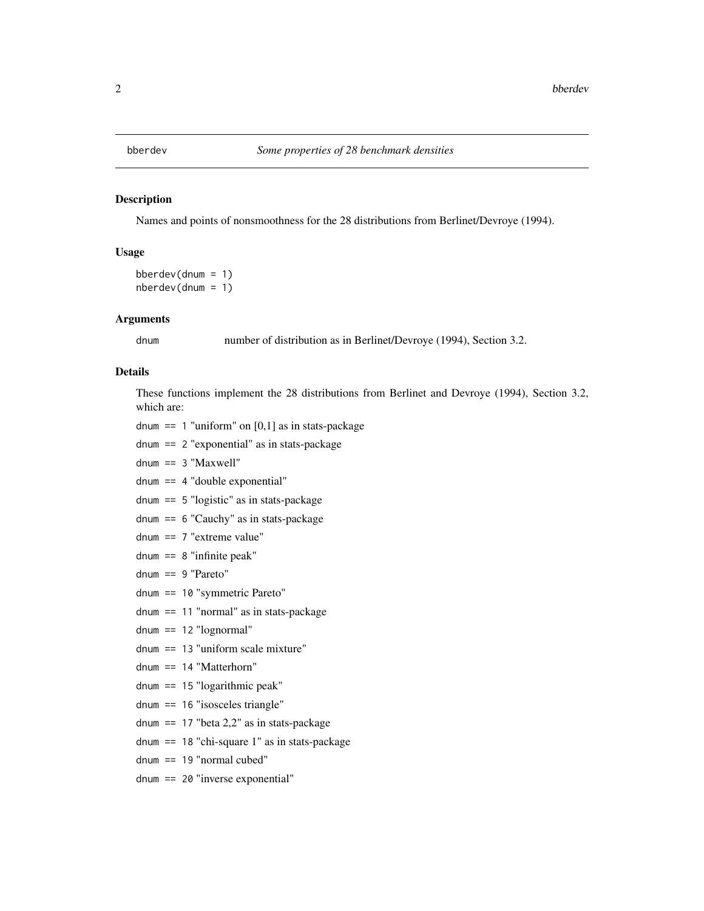# bberdev — *Some properties of 28 benchmark densities*

## Description

Names and points of nonsmoothness for the 28 distributions from Berlinet/Devroye (1994).

## Usage

```
bberdev(dnum = 1)
nberdev(dnum = 1)
```

## Arguments

`dnum` number of distribution as in Berlinet/Devroye (1994), Section 3.2.

## Details

These functions implement the 28 distributions from Berlinet and Devroye (1994), Section 3.2, which are:

`dnum == 1` "uniform" on [0,1] as in stats-package

`dnum == 2` "exponential" as in stats-package

`dnum == 3` "Maxwell"

`dnum == 4` "double exponential"

`dnum == 5` "logistic" as in stats-package

`dnum == 6` "Cauchy" as in stats-package

`dnum == 7` "extreme value"

`dnum == 8` "infinite peak"

`dnum == 9` "Pareto"

`dnum == 10` "symmetric Pareto"

`dnum == 11` "normal" as in stats-package

`dnum == 12` "lognormal"

`dnum == 13` "uniform scale mixture"

`dnum == 14` "Matterhorn"

`dnum == 15` "logarithmic peak"

`dnum == 16` "isosceles triangle"

`dnum == 17` "beta 2,2" as in stats-package

`dnum == 18` "chi-square 1" as in stats-package

`dnum == 19` "normal cubed"

`dnum == 20` "inverse exponential"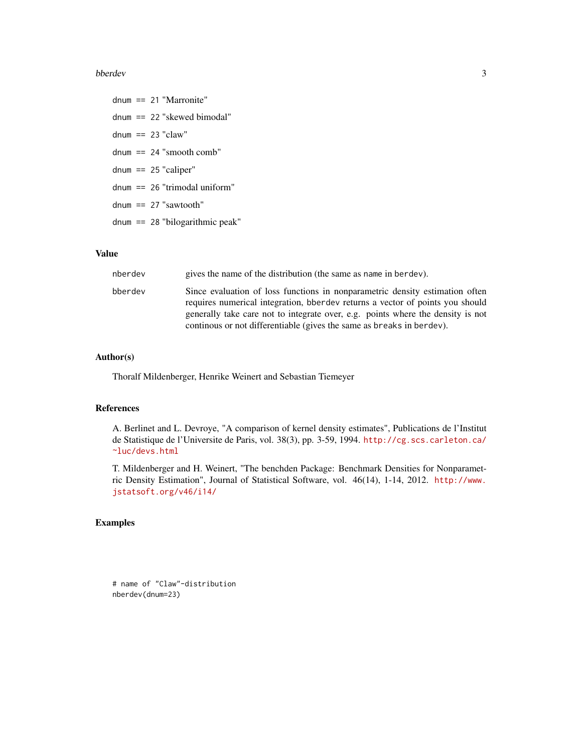`dnum == 21` "Marronite"

`dnum == 22` "skewed bimodal"

`dnum == 23` "claw"

`dnum == 24` "smooth comb"

`dnum == 25` "caliper"

`dnum == 26` "trimodal uniform"

`dnum == 27` "sawtooth"

`dnum == 28` "bilogarithmic peak"

## Value

`nberdev` gives the name of the distribution (the same as `name` in `berdev`).

`bberdev` Since evaluation of loss functions in nonparametric density estimation often requires numerical integration, `bberdev` returns a vector of points you should generally take care not to integrate over, e.g. points where the density is not continous or not differentiable (gives the same as `breaks` in `berdev`).

## Author(s)

Thoralf Mildenberger, Henrike Weinert and Sebastian Tiemeyer

## References

A. Berlinet and L. Devroye, "A comparison of kernel density estimates", Publications de l'Institut de Statistique de l'Universite de Paris, vol. 38(3), pp. 3-59, 1994. http://cg.scs.carleton.ca/~luc/devs.html

T. Mildenberger and H. Weinert, "The benchden Package: Benchmark Densities for Nonparametric Density Estimation", Journal of Statistical Software, vol. 46(14), 1-14, 2012. http://www.jstatsoft.org/v46/i14/

## Examples

```
# name of "Claw"-distribution
nberdev(dnum=23)
```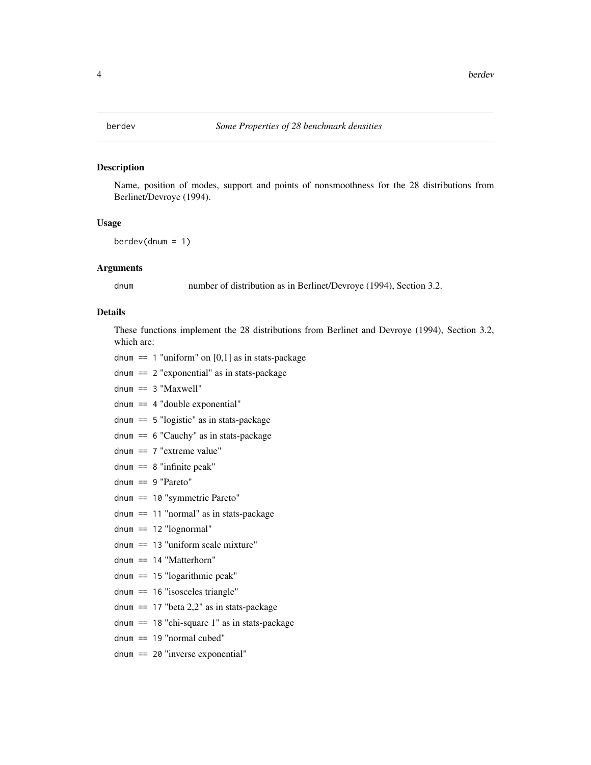`berdev` *Some Properties of 28 benchmark densities*

## Description

Name, position of modes, support and points of nonsmoothness for the 28 distributions from Berlinet/Devroye (1994).

## Usage

```
berdev(dnum = 1)
```

## Arguments

`dnum` number of distribution as in Berlinet/Devroye (1994), Section 3.2.

## Details

These functions implement the 28 distributions from Berlinet and Devroye (1994), Section 3.2, which are:

`dnum == 1` "uniform" on [0,1] as in stats-package

`dnum == 2` "exponential" as in stats-package

`dnum == 3` "Maxwell"

`dnum == 4` "double exponential"

`dnum == 5` "logistic" as in stats-package

`dnum == 6` "Cauchy" as in stats-package

`dnum == 7` "extreme value"

`dnum == 8` "infinite peak"

`dnum == 9` "Pareto"

`dnum == 10` "symmetric Pareto"

`dnum == 11` "normal" as in stats-package

`dnum == 12` "lognormal"

`dnum == 13` "uniform scale mixture"

`dnum == 14` "Matterhorn"

`dnum == 15` "logarithmic peak"

`dnum == 16` "isosceles triangle"

`dnum == 17` "beta 2,2" as in stats-package

`dnum == 18` "chi-square 1" as in stats-package

`dnum == 19` "normal cubed"

`dnum == 20` "inverse exponential"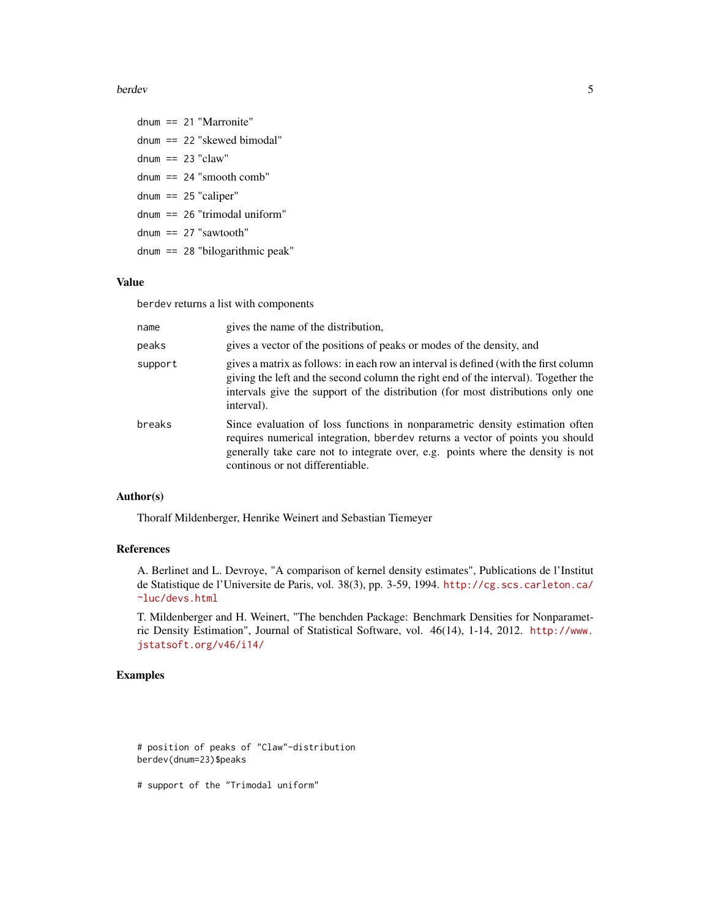dnum == 21 "Marronite"

dnum == 22 "skewed bimodal"

dnum == 23 "claw"

dnum == 24 "smooth comb"

dnum == 25 "caliper"

dnum == 26 "trimodal uniform"

dnum == 27 "sawtooth"

dnum == 28 "bilogarithmic peak"

## Value

berdev returns a list with components

| | |
|---|---|
| name | gives the name of the distribution, |
| peaks | gives a vector of the positions of peaks or modes of the density, and |
| support | gives a matrix as follows: in each row an interval is defined (with the first column giving the left and the second column the right end of the interval). Together the intervals give the support of the distribution (for most distributions only one interval). |
| breaks | Since evaluation of loss functions in nonparametric density estimation often requires numerical integration, bberdev returns a vector of points you should generally take care not to integrate over, e.g. points where the density is not continous or not differentiable. |

## Author(s)

Thoralf Mildenberger, Henrike Weinert and Sebastian Tiemeyer

## References

A. Berlinet and L. Devroye, "A comparison of kernel density estimates", Publications de l'Institut de Statistique de l'Universite de Paris, vol. 38(3), pp. 3-59, 1994. http://cg.scs.carleton.ca/~luc/devs.html

T. Mildenberger and H. Weinert, "The benchden Package: Benchmark Densities for Nonparametric Density Estimation", Journal of Statistical Software, vol. 46(14), 1-14, 2012. http://www.jstatsoft.org/v46/i14/

## Examples

```
# position of peaks of "Claw"-distribution
berdev(dnum=23)$peaks

# support of the "Trimodal uniform"
```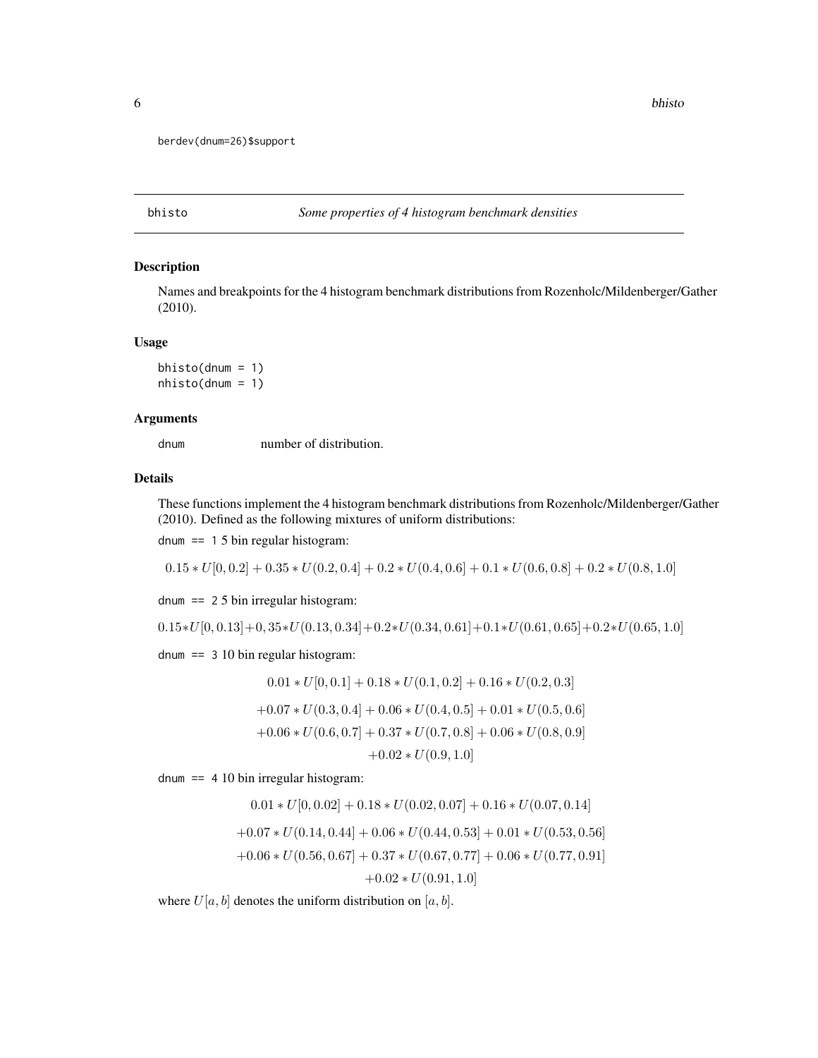```
berdev(dnum=26)$support
```

---

## bhisto — *Some properties of 4 histogram benchmark densities*

### Description

Names and breakpoints for the 4 histogram benchmark distributions from Rozenholc/Mildenberger/Gather (2010).

### Usage

```
bhisto(dnum = 1)
nhisto(dnum = 1)
```

### Arguments

| | |
|---|---|
| `dnum` | number of distribution. |

### Details

These functions implement the 4 histogram benchmark distributions from Rozenholc/Mildenberger/Gather (2010). Defined as the following mixtures of uniform distributions:

`dnum == 1` 5 bin regular histogram:

$$0.15 * U[0, 0.2] + 0.35 * U(0.2, 0.4] + 0.2 * U(0.4, 0.6] + 0.1 * U(0.6, 0.8] + 0.2 * U(0.8, 1.0]$$

`dnum == 2` 5 bin irregular histogram:

$$0.15 * U[0, 0.13] + 0, 35 * U(0.13, 0.34] + 0.2 * U(0.34, 0.61] + 0.1 * U(0.61, 0.65] + 0.2 * U(0.65, 1.0]$$

`dnum == 3` 10 bin regular histogram:

$$\begin{gathered} 0.01 * U[0, 0.1] + 0.18 * U(0.1, 0.2] + 0.16 * U(0.2, 0.3] \\ +0.07 * U(0.3, 0.4] + 0.06 * U(0.4, 0.5] + 0.01 * U(0.5, 0.6] \\ +0.06 * U(0.6, 0.7] + 0.37 * U(0.7, 0.8] + 0.06 * U(0.8, 0.9] \\ +0.02 * U(0.9, 1.0] \end{gathered}$$

`dnum == 4` 10 bin irregular histogram:

$$\begin{gathered} 0.01 * U[0, 0.02] + 0.18 * U(0.02, 0.07] + 0.16 * U(0.07, 0.14] \\ +0.07 * U(0.14, 0.44] + 0.06 * U(0.44, 0.53] + 0.01 * U(0.53, 0.56] \\ +0.06 * U(0.56, 0.67] + 0.37 * U(0.67, 0.77] + 0.06 * U(0.77, 0.91] \\ +0.02 * U(0.91, 1.0] \end{gathered}$$

where $U[a, b]$ denotes the uniform distribution on $[a, b]$.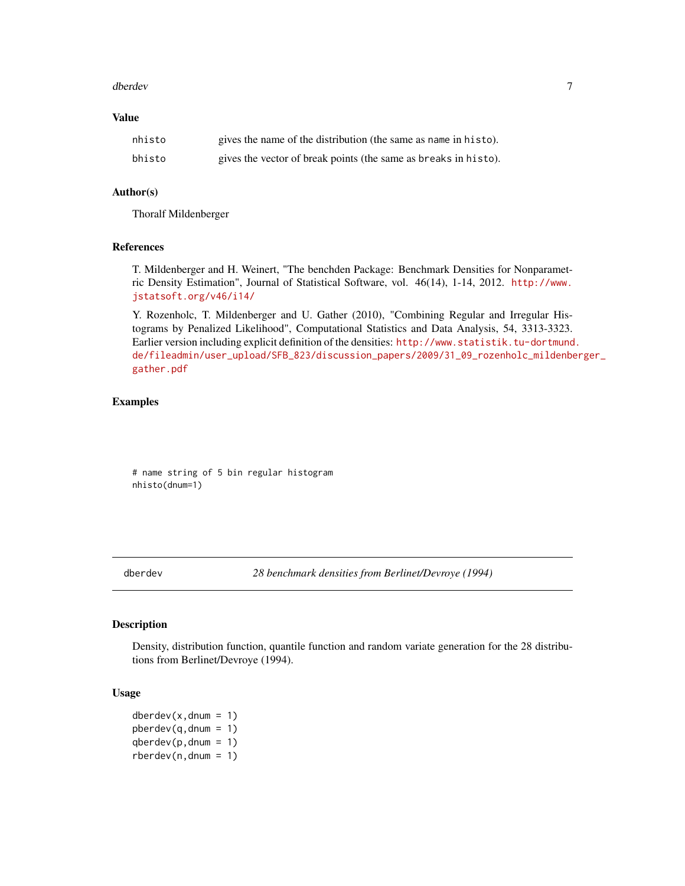### Value

| | |
|---|---|
| `nhisto` | gives the name of the distribution (the same as `name` in `histo`). |
| `bhisto` | gives the vector of break points (the same as `breaks` in `histo`). |

### Author(s)

Thoralf Mildenberger

### References

T. Mildenberger and H. Weinert, "The benchden Package: Benchmark Densities for Nonparametric Density Estimation", Journal of Statistical Software, vol. 46(14), 1-14, 2012. http://www.jstatsoft.org/v46/i14/

Y. Rozenholc, T. Mildenberger and U. Gather (2010), "Combining Regular and Irregular Histograms by Penalized Likelihood", Computational Statistics and Data Analysis, 54, 3313-3323. Earlier version including explicit definition of the densities: http://www.statistik.tu-dortmund.de/fileadmin/user_upload/SFB_823/discussion_papers/2009/31_09_rozenholc_mildenberger_gather.pdf

### Examples

```
# name string of 5 bin regular histogram
nhisto(dnum=1)
```

---

## dberdev — *28 benchmark densities from Berlinet/Devroye (1994)*

### Description

Density, distribution function, quantile function and random variate generation for the 28 distributions from Berlinet/Devroye (1994).

### Usage

```
dberdev(x,dnum = 1)
pberdev(q,dnum = 1)
qberdev(p,dnum = 1)
rberdev(n,dnum = 1)
```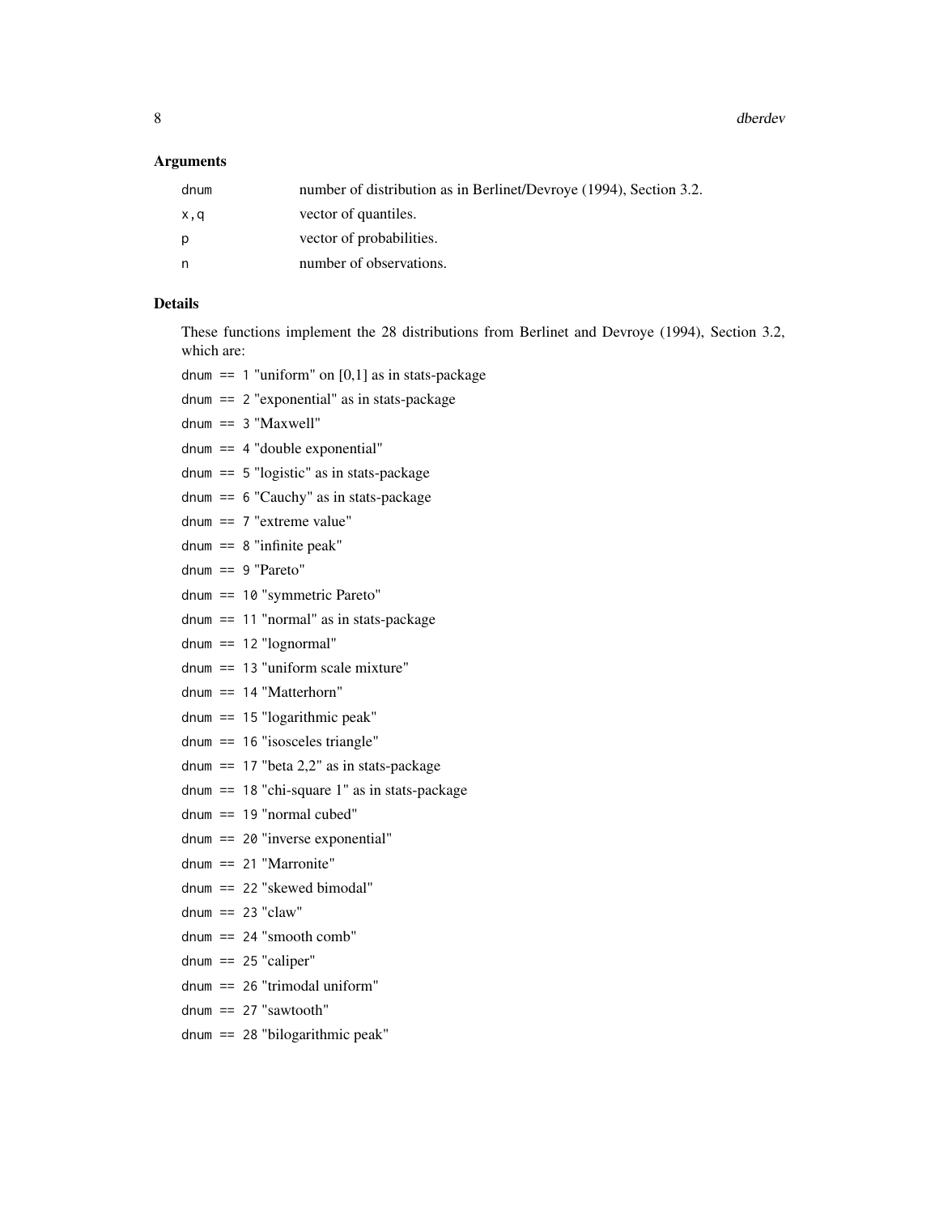### Arguments

| | |
|---|---|
| `dnum` | number of distribution as in Berlinet/Devroye (1994), Section 3.2. |
| `x,q` | vector of quantiles. |
| `p` | vector of probabilities. |
| `n` | number of observations. |

### Details

These functions implement the 28 distributions from Berlinet and Devroye (1994), Section 3.2, which are:

`dnum == 1` "uniform" on [0,1] as in stats-package

`dnum == 2` "exponential" as in stats-package

`dnum == 3` "Maxwell"

`dnum == 4` "double exponential"

`dnum == 5` "logistic" as in stats-package

`dnum == 6` "Cauchy" as in stats-package

`dnum == 7` "extreme value"

`dnum == 8` "infinite peak"

`dnum == 9` "Pareto"

`dnum == 10` "symmetric Pareto"

`dnum == 11` "normal" as in stats-package

`dnum == 12` "lognormal"

`dnum == 13` "uniform scale mixture"

`dnum == 14` "Matterhorn"

`dnum == 15` "logarithmic peak"

`dnum == 16` "isosceles triangle"

`dnum == 17` "beta 2,2" as in stats-package

`dnum == 18` "chi-square 1" as in stats-package

`dnum == 19` "normal cubed"

`dnum == 20` "inverse exponential"

`dnum == 21` "Marronite"

`dnum == 22` "skewed bimodal"

`dnum == 23` "claw"

`dnum == 24` "smooth comb"

`dnum == 25` "caliper"

`dnum == 26` "trimodal uniform"

`dnum == 27` "sawtooth"

`dnum == 28` "bilogarithmic peak"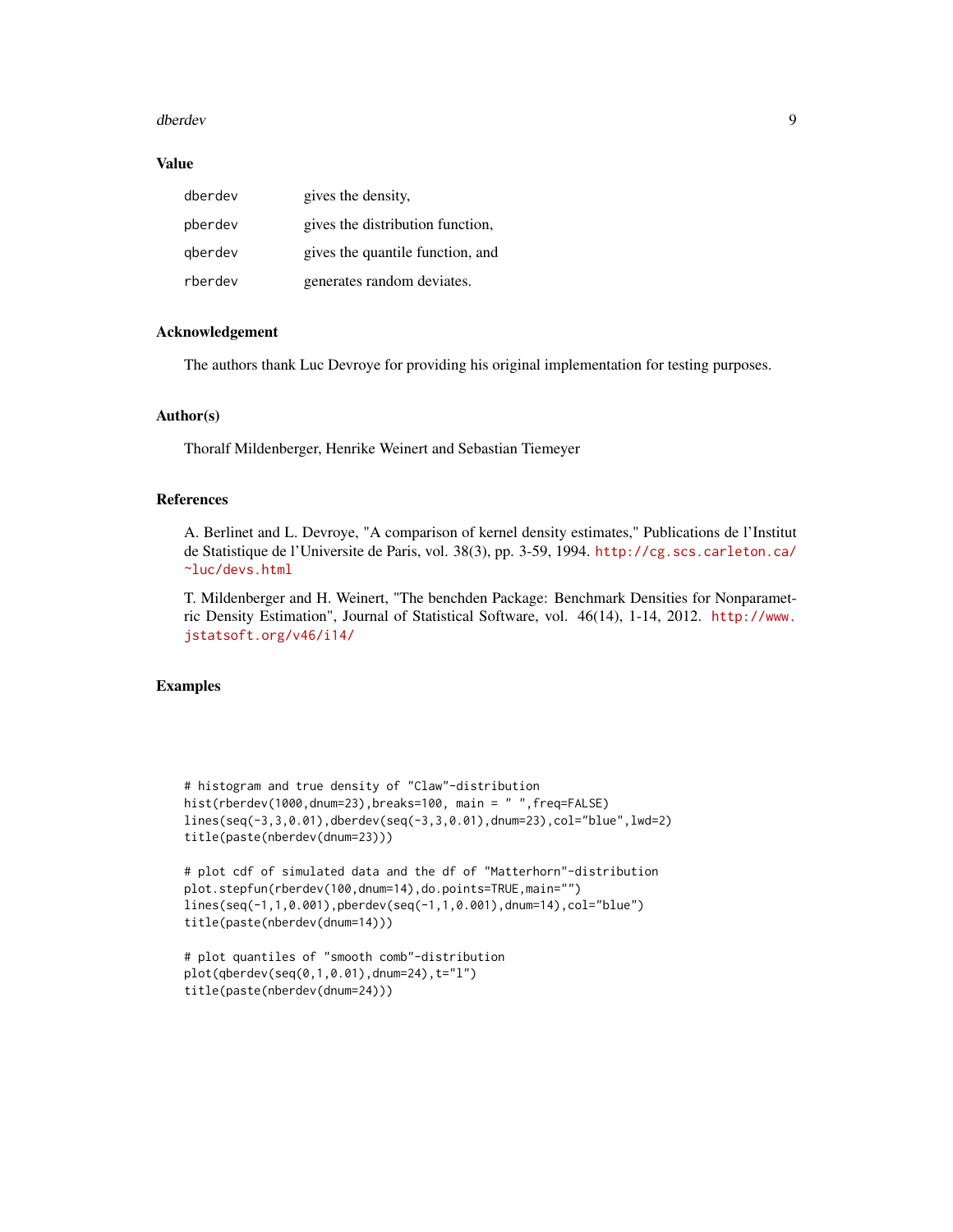## Value

| | |
|---|---|
| dberdev | gives the density, |
| pberdev | gives the distribution function, |
| qberdev | gives the quantile function, and |
| rberdev | generates random deviates. |

## Acknowledgement

The authors thank Luc Devroye for providing his original implementation for testing purposes.

## Author(s)

Thoralf Mildenberger, Henrike Weinert and Sebastian Tiemeyer

## References

A. Berlinet and L. Devroye, "A comparison of kernel density estimates," Publications de l'Institut de Statistique de l'Universite de Paris, vol. 38(3), pp. 3-59, 1994. http://cg.scs.carleton.ca/~luc/devs.html

T. Mildenberger and H. Weinert, "The benchden Package: Benchmark Densities for Nonparametric Density Estimation", Journal of Statistical Software, vol. 46(14), 1-14, 2012. http://www.jstatsoft.org/v46/i14/

## Examples

```
# histogram and true density of "Claw"-distribution
hist(rberdev(1000,dnum=23),breaks=100, main = " ",freq=FALSE)
lines(seq(-3,3,0.01),dberdev(seq(-3,3,0.01),dnum=23),col="blue",lwd=2)
title(paste(nberdev(dnum=23)))

# plot cdf of simulated data and the df of "Matterhorn"-distribution
plot.stepfun(rberdev(100,dnum=14),do.points=TRUE,main="")
lines(seq(-1,1,0.001),pberdev(seq(-1,1,0.001),dnum=14),col="blue")
title(paste(nberdev(dnum=14)))

# plot quantiles of "smooth comb"-distribution
plot(qberdev(seq(0,1,0.01),dnum=24),t="l")
title(paste(nberdev(dnum=24)))
```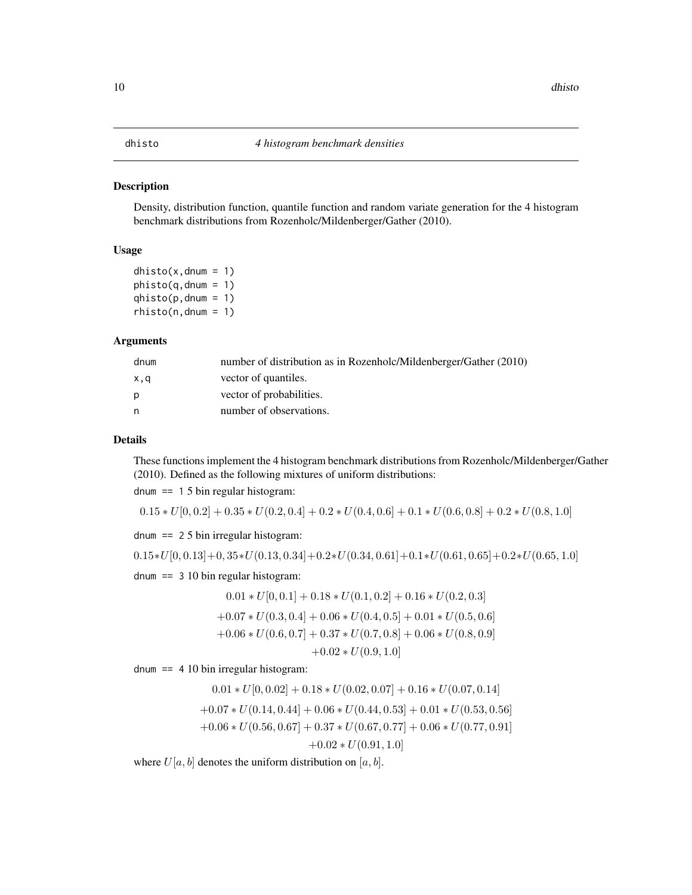# dhisto — *4 histogram benchmark densities*

## Description

Density, distribution function, quantile function and random variate generation for the 4 histogram benchmark distributions from Rozenholc/Mildenberger/Gather (2010).

## Usage

```
dhisto(x,dnum = 1)
phisto(q,dnum = 1)
qhisto(p,dnum = 1)
rhisto(n,dnum = 1)
```

## Arguments

| | |
|---|---|
| dnum | number of distribution as in Rozenholc/Mildenberger/Gather (2010) |
| x,q | vector of quantiles. |
| p | vector of probabilities. |
| n | number of observations. |

## Details

These functions implement the 4 histogram benchmark distributions from Rozenholc/Mildenberger/Gather (2010). Defined as the following mixtures of uniform distributions:

`dnum == 1` 5 bin regular histogram:

$$0.15 * U[0, 0.2] + 0.35 * U(0.2, 0.4] + 0.2 * U(0.4, 0.6] + 0.1 * U(0.6, 0.8] + 0.2 * U(0.8, 1.0]$$

`dnum == 2` 5 bin irregular histogram:

$$0.15*U[0, 0.13]+0, 35*U(0.13, 0.34]+0.2*U(0.34, 0.61]+0.1*U(0.61, 0.65]+0.2*U(0.65, 1.0]$$

`dnum == 3` 10 bin regular histogram:

$$\begin{gathered} 0.01 * U[0, 0.1] + 0.18 * U(0.1, 0.2] + 0.16 * U(0.2, 0.3] \\ +0.07 * U(0.3, 0.4] + 0.06 * U(0.4, 0.5] + 0.01 * U(0.5, 0.6] \\ +0.06 * U(0.6, 0.7] + 0.37 * U(0.7, 0.8] + 0.06 * U(0.8, 0.9] \\ +0.02 * U(0.9, 1.0] \end{gathered}$$

`dnum == 4` 10 bin irregular histogram:

$$\begin{gathered} 0.01 * U[0, 0.02] + 0.18 * U(0.02, 0.07] + 0.16 * U(0.07, 0.14] \\ +0.07 * U(0.14, 0.44] + 0.06 * U(0.44, 0.53] + 0.01 * U(0.53, 0.56] \\ +0.06 * U(0.56, 0.67] + 0.37 * U(0.67, 0.77] + 0.06 * U(0.77, 0.91] \\ +0.02 * U(0.91, 1.0] \end{gathered}$$

where $U[a, b]$ denotes the uniform distribution on $[a, b]$.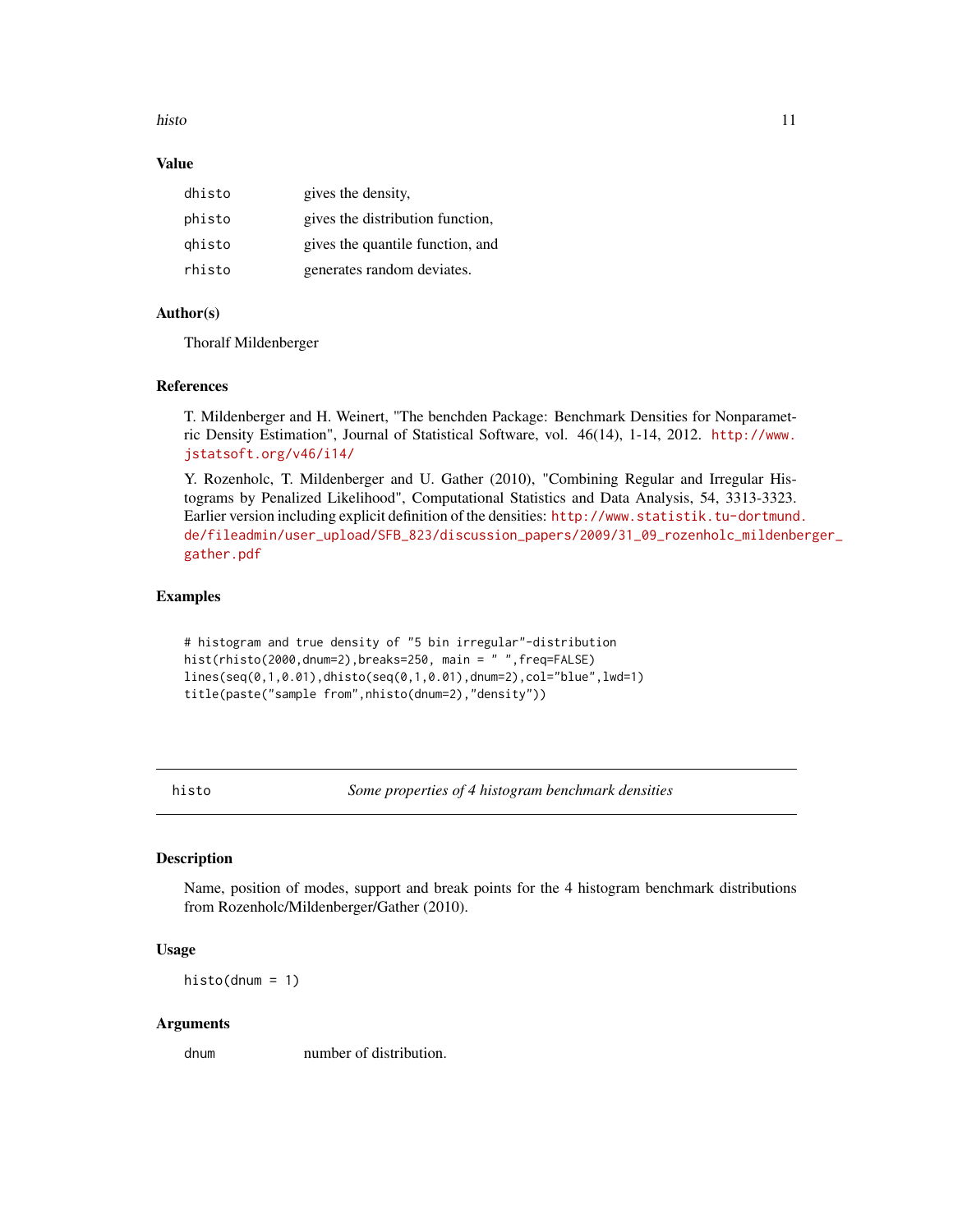### Value

| | |
|---|---|
| dhisto | gives the density, |
| phisto | gives the distribution function, |
| qhisto | gives the quantile function, and |
| rhisto | generates random deviates. |

### Author(s)

Thoralf Mildenberger

### References

T. Mildenberger and H. Weinert, "The benchden Package: Benchmark Densities for Nonparametric Density Estimation", Journal of Statistical Software, vol. 46(14), 1-14, 2012. http://www.jstatsoft.org/v46/i14/

Y. Rozenholc, T. Mildenberger and U. Gather (2010), "Combining Regular and Irregular Histograms by Penalized Likelihood", Computational Statistics and Data Analysis, 54, 3313-3323. Earlier version including explicit definition of the densities: http://www.statistik.tu-dortmund.de/fileadmin/user_upload/SFB_823/discussion_papers/2009/31_09_rozenholc_mildenberger_gather.pdf

### Examples

```
# histogram and true density of "5 bin irregular"-distribution
hist(rhisto(2000,dnum=2),breaks=250, main = " ",freq=FALSE)
lines(seq(0,1,0.01),dhisto(seq(0,1,0.01),dnum=2),col="blue",lwd=1)
title(paste("sample from",nhisto(dnum=2),"density"))
```

---

## histo — *Some properties of 4 histogram benchmark densities*

### Description

Name, position of modes, support and break points for the 4 histogram benchmark distributions from Rozenholc/Mildenberger/Gather (2010).

### Usage

```
histo(dnum = 1)
```

### Arguments

| | |
|---|---|
| dnum | number of distribution. |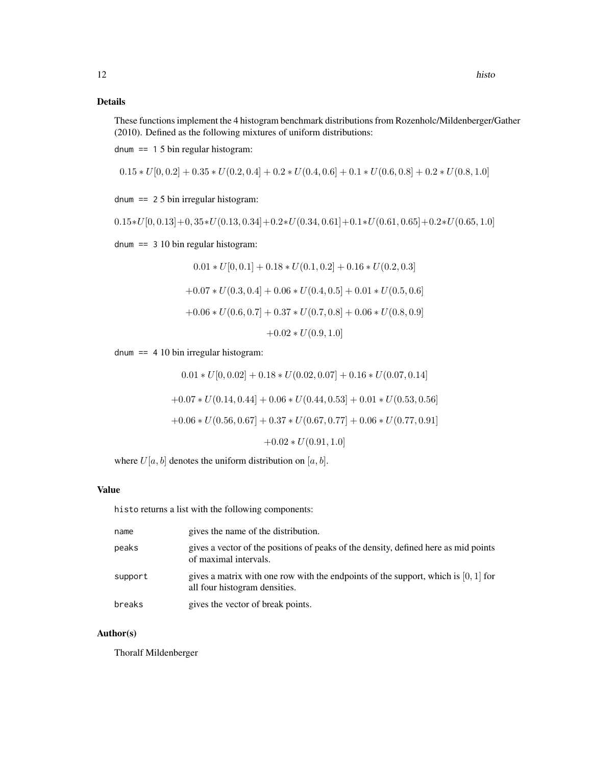## Details

These functions implement the 4 histogram benchmark distributions from Rozenholc/Mildenberger/Gather (2010). Defined as the following mixtures of uniform distributions:

`dnum == 1` 5 bin regular histogram:

$$0.15 * U[0, 0.2] + 0.35 * U(0.2, 0.4] + 0.2 * U(0.4, 0.6] + 0.1 * U(0.6, 0.8] + 0.2 * U(0.8, 1.0]$$

`dnum == 2` 5 bin irregular histogram:

$$0.15*U[0, 0.13]+0, 35*U(0.13, 0.34]+0.2*U(0.34, 0.61]+0.1*U(0.61, 0.65]+0.2*U(0.65, 1.0]$$

`dnum == 3` 10 bin regular histogram:

$$0.01 * U[0, 0.1] + 0.18 * U(0.1, 0.2] + 0.16 * U(0.2, 0.3]$$
$$+0.07 * U(0.3, 0.4] + 0.06 * U(0.4, 0.5] + 0.01 * U(0.5, 0.6]$$
$$+0.06 * U(0.6, 0.7] + 0.37 * U(0.7, 0.8] + 0.06 * U(0.8, 0.9]$$
$$+0.02 * U(0.9, 1.0]$$

`dnum == 4` 10 bin irregular histogram:

$$0.01 * U[0, 0.02] + 0.18 * U(0.02, 0.07] + 0.16 * U(0.07, 0.14]$$
$$+0.07 * U(0.14, 0.44] + 0.06 * U(0.44, 0.53] + 0.01 * U(0.53, 0.56]$$
$$+0.06 * U(0.56, 0.67] + 0.37 * U(0.67, 0.77] + 0.06 * U(0.77, 0.91]$$
$$+0.02 * U(0.91, 1.0]$$

where $U[a, b]$ denotes the uniform distribution on $[a, b]$.

## Value

`histo` returns a list with the following components:

| | |
|---|---|
| `name` | gives the name of the distribution. |
| `peaks` | gives a vector of the positions of peaks of the density, defined here as mid points of maximal intervals. |
| `support` | gives a matrix with one row with the endpoints of the support, which is $[0, 1]$ for all four histogram densities. |
| `breaks` | gives the vector of break points. |

## Author(s)

Thoralf Mildenberger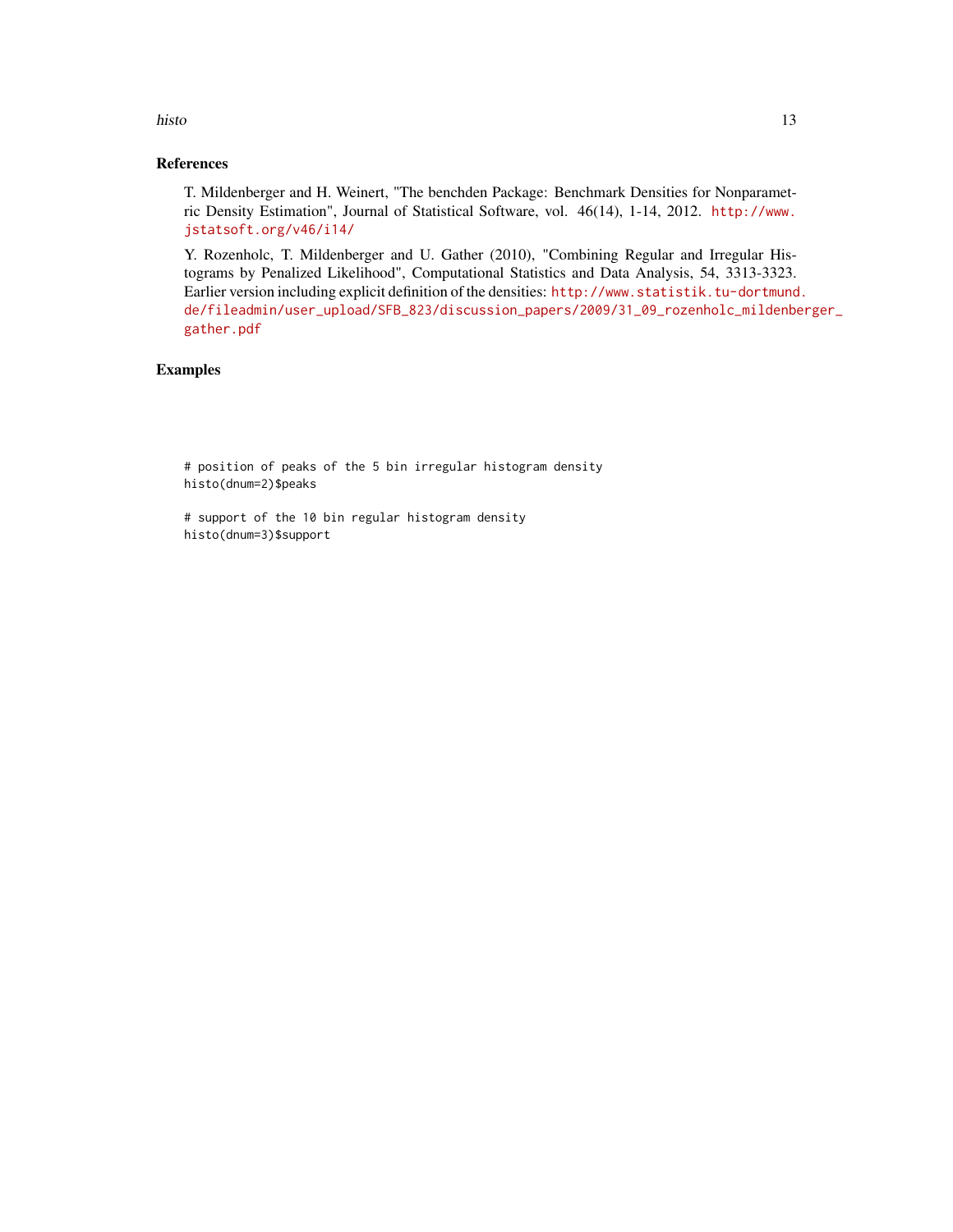## References

T. Mildenberger and H. Weinert, "The benchden Package: Benchmark Densities for Nonparametric Density Estimation", Journal of Statistical Software, vol. 46(14), 1-14, 2012. http://www.jstatsoft.org/v46/i14/

Y. Rozenholc, T. Mildenberger and U. Gather (2010), "Combining Regular and Irregular Histograms by Penalized Likelihood", Computational Statistics and Data Analysis, 54, 3313-3323. Earlier version including explicit definition of the densities: http://www.statistik.tu-dortmund.de/fileadmin/user_upload/SFB_823/discussion_papers/2009/31_09_rozenholc_mildenberger_gather.pdf

## Examples

```
# position of peaks of the 5 bin irregular histogram density
histo(dnum=2)$peaks

# support of the 10 bin regular histogram density
histo(dnum=3)$support
```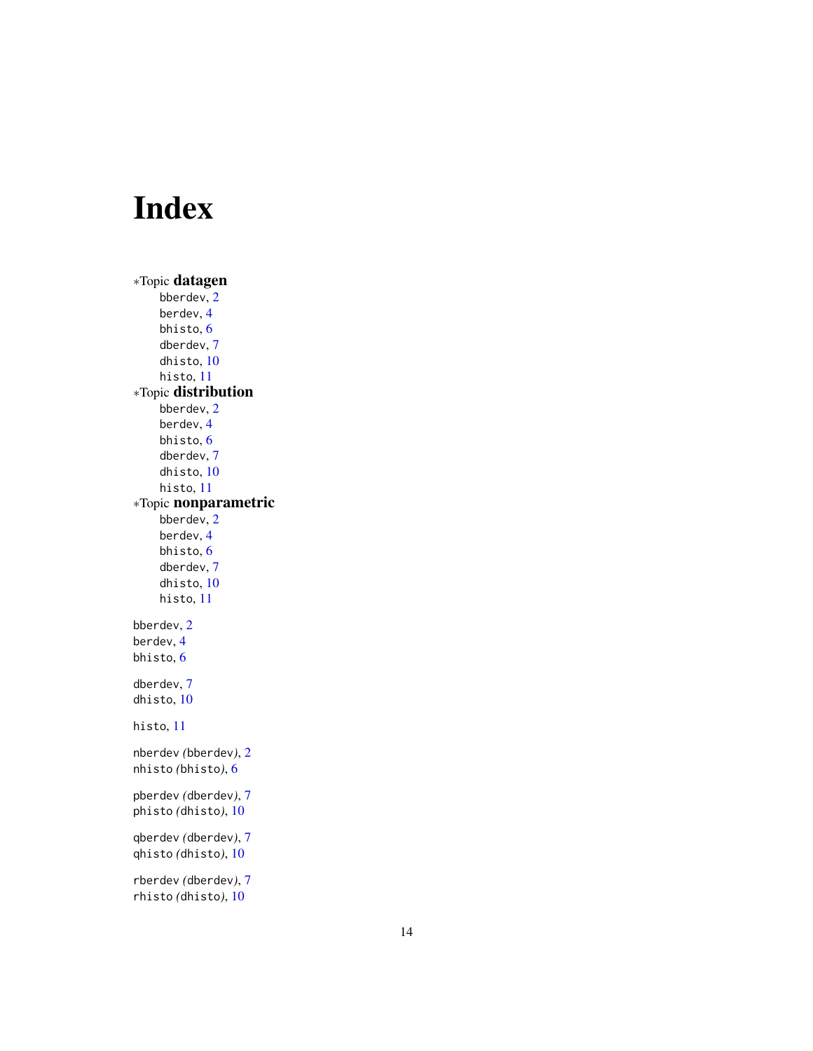# Index

*Topic **datagen**

- bberdev, 2
- berdev, 4
- bhisto, 6
- dberdev, 7
- dhisto, 10
- histo, 11

*Topic **distribution**

- bberdev, 2
- berdev, 4
- bhisto, 6
- dberdev, 7
- dhisto, 10
- histo, 11

*Topic **nonparametric**

- bberdev, 2
- berdev, 4
- bhisto, 6
- dberdev, 7
- dhisto, 10
- histo, 11

bberdev, 2
berdev, 4
bhisto, 6

dberdev, 7
dhisto, 10

histo, 11

nberdev *(*bberdev*)*, 2
nhisto *(*bhisto*)*, 6

pberdev *(*dberdev*)*, 7
phisto *(*dhisto*)*, 10

qberdev *(*dberdev*)*, 7
qhisto *(*dhisto*)*, 10

rberdev *(*dberdev*)*, 7
rhisto *(*dhisto*)*, 10